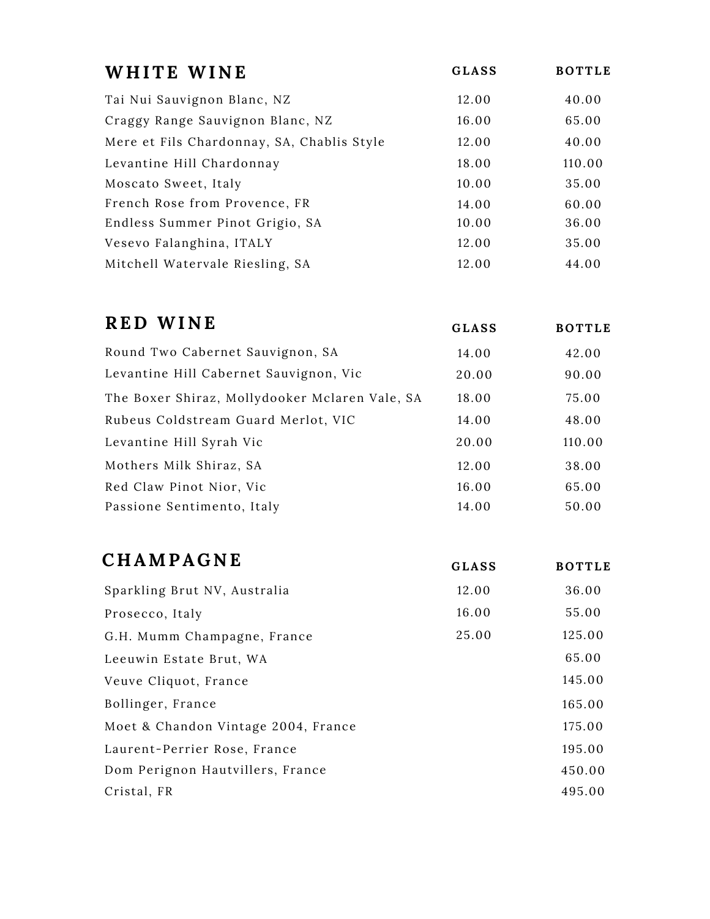## WHITE WINE

| | GLASS | BOTTLE |
|---|---|---|
| Tai Nui Sauvignon Blanc, NZ | 12.00 | 40.00 |
| Craggy Range Sauvignon Blanc, NZ | 16.00 | 65.00 |
| Mere et Fils Chardonnay, SA, Chablis Style | 12.00 | 40.00 |
| Levantine Hill Chardonnay | 18.00 | 110.00 |
| Moscato Sweet, Italy | 10.00 | 35.00 |
| French Rose from Provence, FR | 14.00 | 60.00 |
| Endless Summer Pinot Grigio, SA | 10.00 | 36.00 |
| Vesevo Falanghina, ITALY | 12.00 | 35.00 |
| Mitchell Watervale Riesling, SA | 12.00 | 44.00 |

## RED WINE

| | GLASS | BOTTLE |
|---|---|---|
| Round Two Cabernet Sauvignon, SA | 14.00 | 42.00 |
| Levantine Hill Cabernet Sauvignon, Vic | 20.00 | 90.00 |
| The Boxer Shiraz, Mollydooker Mclaren Vale, SA | 18.00 | 75.00 |
| Rubeus Coldstream Guard Merlot, VIC | 14.00 | 48.00 |
| Levantine Hill Syrah Vic | 20.00 | 110.00 |
| Mothers Milk Shiraz, SA | 12.00 | 38.00 |
| Red Claw Pinot Nior, Vic | 16.00 | 65.00 |
| Passione Sentimento, Italy | 14.00 | 50.00 |

## CHAMPAGNE

| | GLASS | BOTTLE |
|---|---|---|
| Sparkling Brut NV, Australia | 12.00 | 36.00 |
| Prosecco, Italy | 16.00 | 55.00 |
| G.H. Mumm Champagne, France | 25.00 | 125.00 |
| Leeuwin Estate Brut, WA | | 65.00 |
| Veuve Cliquot, France | | 145.00 |
| Bollinger, France | | 165.00 |
| Moet & Chandon Vintage 2004, France | | 175.00 |
| Laurent-Perrier Rose, France | | 195.00 |
| Dom Perignon Hautvillers, France | | 450.00 |
| Cristal, FR | | 495.00 |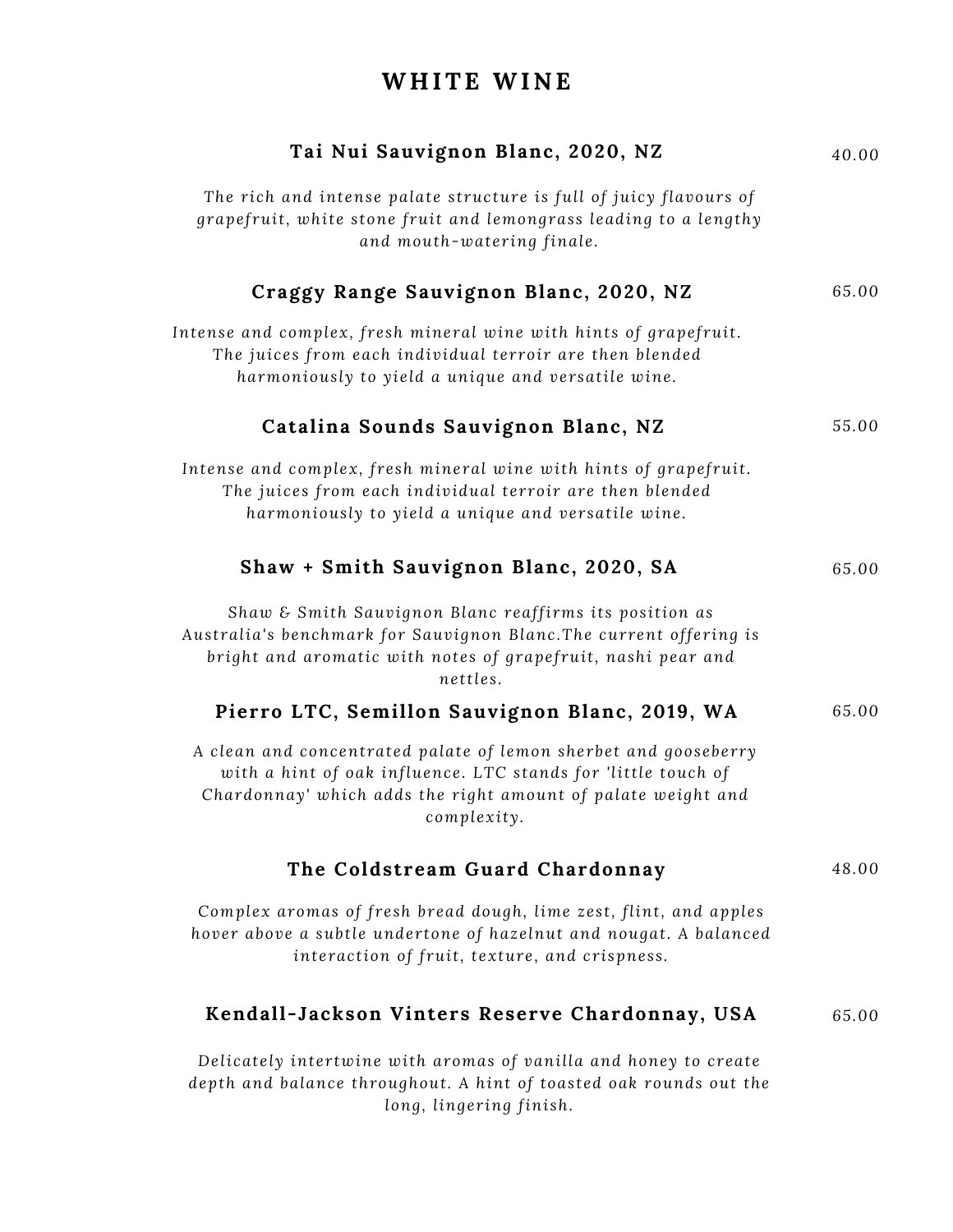# WHITE WINE

**Tai Nui Sauvignon Blanc, 2020, NZ** 40.00

*The rich and intense palate structure is full of juicy flavours of grapefruit, white stone fruit and lemongrass leading to a lengthy and mouth-watering finale.*

**Craggy Range Sauvignon Blanc, 2020, NZ** 65.00

*Intense and complex, fresh mineral wine with hints of grapefruit. The juices from each individual terroir are then blended harmoniously to yield a unique and versatile wine.*

**Catalina Sounds Sauvignon Blanc, NZ** 55.00

*Intense and complex, fresh mineral wine with hints of grapefruit. The juices from each individual terroir are then blended harmoniously to yield a unique and versatile wine.*

**Shaw + Smith Sauvignon Blanc, 2020, SA** 65.00

*Shaw & Smith Sauvignon Blanc reaffirms its position as Australia's benchmark for Sauvignon Blanc.The current offering is bright and aromatic with notes of grapefruit, nashi pear and nettles.*

**Pierro LTC, Semillon Sauvignon Blanc, 2019, WA** 65.00

*A clean and concentrated palate of lemon sherbet and gooseberry with a hint of oak influence. LTC stands for 'little touch of Chardonnay' which adds the right amount of palate weight and complexity.*

**The Coldstream Guard Chardonnay** 48.00

*Complex aromas of fresh bread dough, lime zest, flint, and apples hover above a subtle undertone of hazelnut and nougat. A balanced interaction of fruit, texture, and crispness.*

**Kendall-Jackson Vinters Reserve Chardonnay, USA** 65.00

*Delicately intertwine with aromas of vanilla and honey to create depth and balance throughout. A hint of toasted oak rounds out the long, lingering finish.*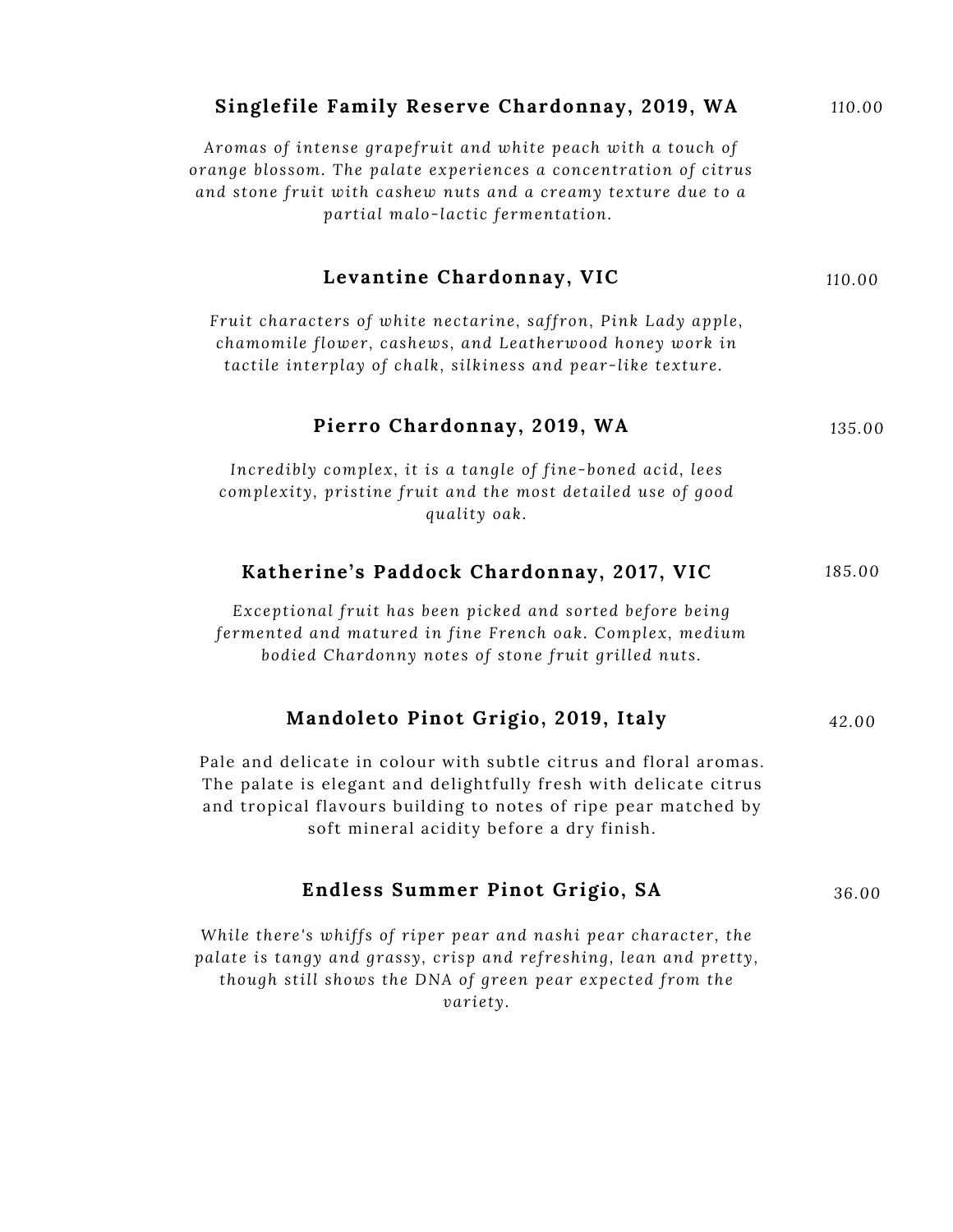### Singlefile Family Reserve Chardonnay, 2019, WA

110.00

*Aromas of intense grapefruit and white peach with a touch of orange blossom. The palate experiences a concentration of citrus and stone fruit with cashew nuts and a creamy texture due to a partial malo-lactic fermentation.*

### Levantine Chardonnay, VIC

110.00

*Fruit characters of white nectarine, saffron, Pink Lady apple, chamomile flower, cashews, and Leatherwood honey work in tactile interplay of chalk, silkiness and pear-like texture.*

### Pierro Chardonnay, 2019, WA

135.00

*Incredibly complex, it is a tangle of fine-boned acid, lees complexity, pristine fruit and the most detailed use of good quality oak.*

### Katherine's Paddock Chardonnay, 2017, VIC

185.00

*Exceptional fruit has been picked and sorted before being fermented and matured in fine French oak. Complex, medium bodied Chardonny notes of stone fruit grilled nuts.*

### Mandoleto Pinot Grigio, 2019, Italy

42.00

Pale and delicate in colour with subtle citrus and floral aromas. The palate is elegant and delightfully fresh with delicate citrus and tropical flavours building to notes of ripe pear matched by soft mineral acidity before a dry finish.

### Endless Summer Pinot Grigio, SA

36.00

*While there's whiffs of riper pear and nashi pear character, the palate is tangy and grassy, crisp and refreshing, lean and pretty, though still shows the DNA of green pear expected from the variety.*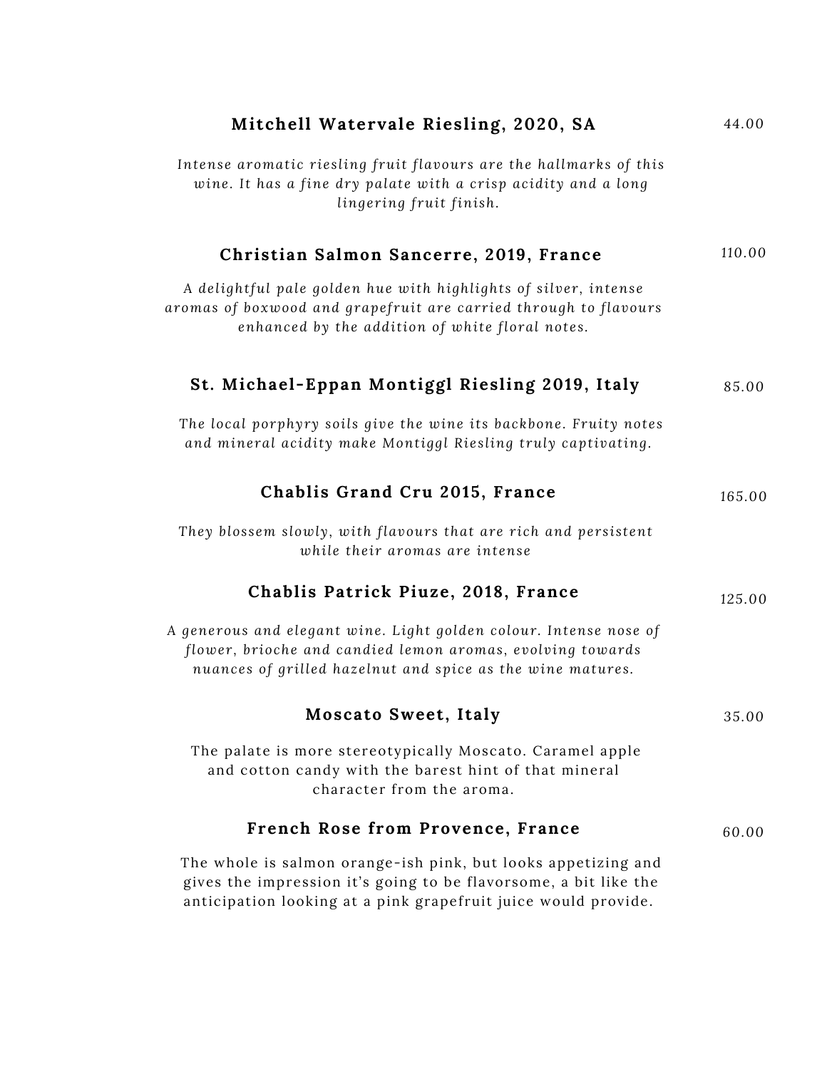**Mitchell Watervale Riesling, 2020, SA** 44.00

*Intense aromatic riesling fruit flavours are the hallmarks of this wine. It has a fine dry palate with a crisp acidity and a long lingering fruit finish.*

**Christian Salmon Sancerre, 2019, France** 110.00

*A delightful pale golden hue with highlights of silver, intense aromas of boxwood and grapefruit are carried through to flavours enhanced by the addition of white floral notes.*

**St. Michael-Eppan Montiggl Riesling 2019, Italy** 85.00

*The local porphyry soils give the wine its backbone. Fruity notes and mineral acidity make Montiggl Riesling truly captivating.*

**Chablis Grand Cru 2015, France** 165.00

*They blossem slowly, with flavours that are rich and persistent while their aromas are intense*

**Chablis Patrick Piuze, 2018, France** 125.00

*A generous and elegant wine. Light golden colour. Intense nose of flower, brioche and candied lemon aromas, evolving towards nuances of grilled hazelnut and spice as the wine matures.*

**Moscato Sweet, Italy** 35.00

The palate is more stereotypically Moscato. Caramel apple and cotton candy with the barest hint of that mineral character from the aroma.

**French Rose from Provence, France** 60.00

The whole is salmon orange-ish pink, but looks appetizing and gives the impression it's going to be flavorsome, a bit like the anticipation looking at a pink grapefruit juice would provide.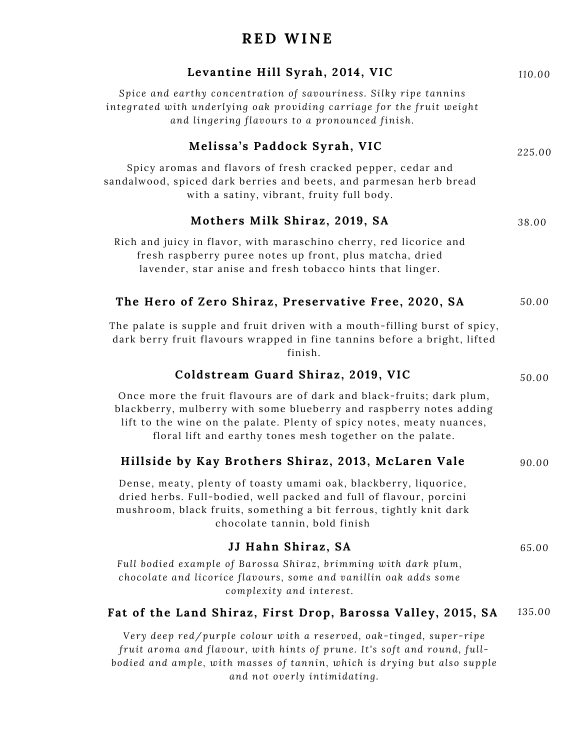# RED WINE

### Levantine Hill Syrah, 2014, VIC — 110.00

*Spice and earthy concentration of savouriness. Silky ripe tannins integrated with underlying oak providing carriage for the fruit weight and lingering flavours to a pronounced finish.*

### Melissa's Paddock Syrah, VIC — 225.00

Spicy aromas and flavors of fresh cracked pepper, cedar and sandalwood, spiced dark berries and beets, and parmesan herb bread with a satiny, vibrant, fruity full body.

### Mothers Milk Shiraz, 2019, SA — 38.00

Rich and juicy in flavor, with maraschino cherry, red licorice and fresh raspberry puree notes up front, plus matcha, dried lavender, star anise and fresh tobacco hints that linger.

### The Hero of Zero Shiraz, Preservative Free, 2020, SA — 50.00

The palate is supple and fruit driven with a mouth-filling burst of spicy, dark berry fruit flavours wrapped in fine tannins before a bright, lifted finish.

### Coldstream Guard Shiraz, 2019, VIC — 50.00

Once more the fruit flavours are of dark and black-fruits; dark plum, blackberry, mulberry with some blueberry and raspberry notes adding lift to the wine on the palate. Plenty of spicy notes, meaty nuances, floral lift and earthy tones mesh together on the palate.

### Hillside by Kay Brothers Shiraz, 2013, McLaren Vale — 90.00

Dense, meaty, plenty of toasty umami oak, blackberry, liquorice, dried herbs. Full-bodied, well packed and full of flavour, porcini mushroom, black fruits, something a bit ferrous, tightly knit dark chocolate tannin, bold finish

### JJ Hahn Shiraz, SA — 65.00

*Full bodied example of Barossa Shiraz, brimming with dark plum, chocolate and licorice flavours, some and vanillin oak adds some complexity and interest.*

### Fat of the Land Shiraz, First Drop, Barossa Valley, 2015, SA — 135.00

*Very deep red/purple colour with a reserved, oak-tinged, super-ripe fruit aroma and flavour, with hints of prune. It's soft and round, full-bodied and ample, with masses of tannin, which is drying but also supple and not overly intimidating.*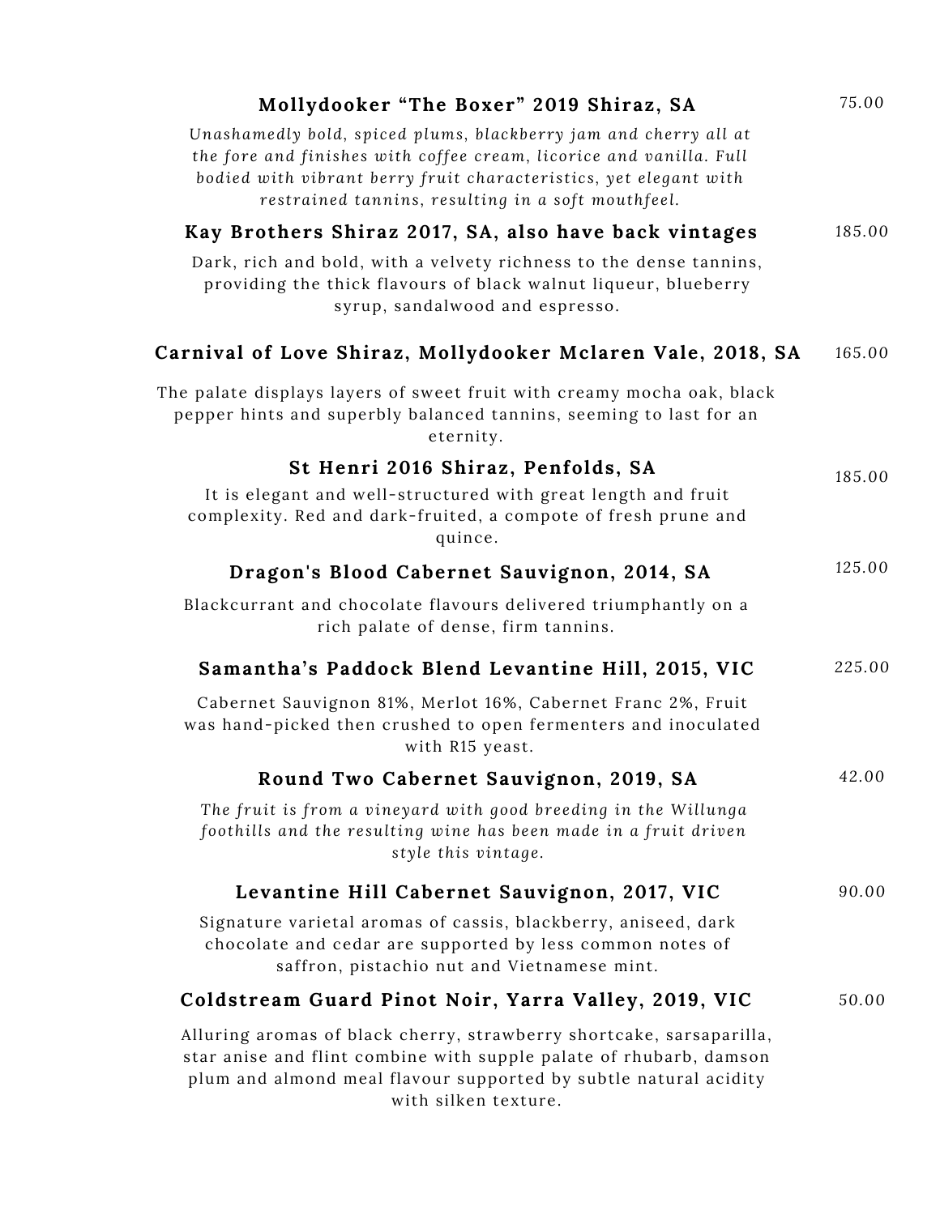**Mollydooker "The Boxer" 2019 Shiraz, SA** 75.00

*Unashamedly bold, spiced plums, blackberry jam and cherry all at the fore and finishes with coffee cream, licorice and vanilla. Full bodied with vibrant berry fruit characteristics, yet elegant with restrained tannins, resulting in a soft mouthfeel.*

**Kay Brothers Shiraz 2017, SA, also have back vintages** 185.00

Dark, rich and bold, with a velvety richness to the dense tannins, providing the thick flavours of black walnut liqueur, blueberry syrup, sandalwood and espresso.

**Carnival of Love Shiraz, Mollydooker Mclaren Vale, 2018, SA** 165.00

The palate displays layers of sweet fruit with creamy mocha oak, black pepper hints and superbly balanced tannins, seeming to last for an eternity.

**St Henri 2016 Shiraz, Penfolds, SA** 185.00

It is elegant and well-structured with great length and fruit complexity. Red and dark-fruited, a compote of fresh prune and quince.

**Dragon's Blood Cabernet Sauvignon, 2014, SA** 125.00

Blackcurrant and chocolate flavours delivered triumphantly on a rich palate of dense, firm tannins.

**Samantha's Paddock Blend Levantine Hill, 2015, VIC** 225.00

Cabernet Sauvignon 81%, Merlot 16%, Cabernet Franc 2%, Fruit was hand-picked then crushed to open fermenters and inoculated with R15 yeast.

**Round Two Cabernet Sauvignon, 2019, SA** 42.00

*The fruit is from a vineyard with good breeding in the Willunga foothills and the resulting wine has been made in a fruit driven style this vintage.*

**Levantine Hill Cabernet Sauvignon, 2017, VIC** 90.00

Signature varietal aromas of cassis, blackberry, aniseed, dark chocolate and cedar are supported by less common notes of saffron, pistachio nut and Vietnamese mint.

**Coldstream Guard Pinot Noir, Yarra Valley, 2019, VIC** 50.00

Alluring aromas of black cherry, strawberry shortcake, sarsaparilla, star anise and flint combine with supple palate of rhubarb, damson plum and almond meal flavour supported by subtle natural acidity with silken texture.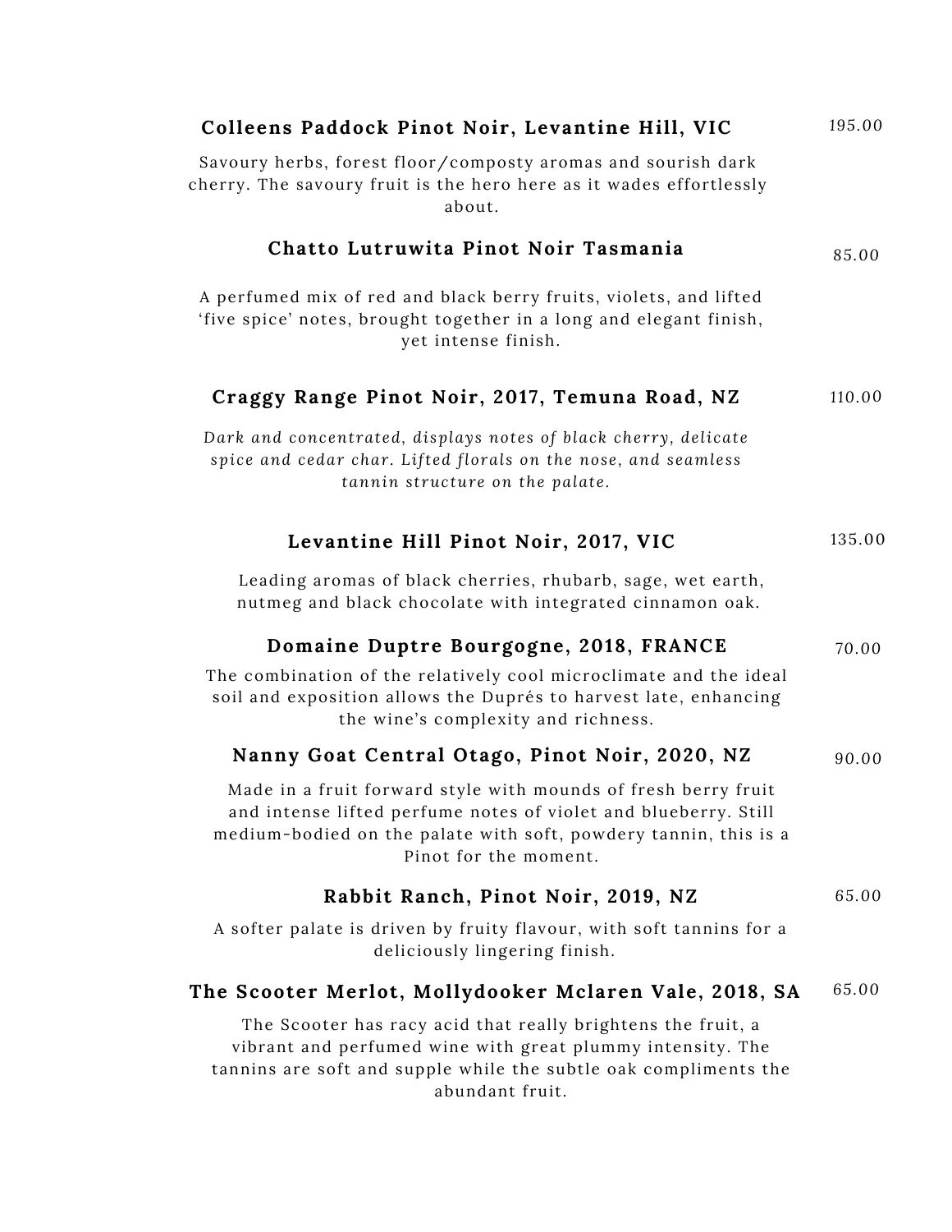**Colleens Paddock Pinot Noir, Levantine Hill, VIC** 195.00

Savoury herbs, forest floor/composty aromas and sourish dark cherry. The savoury fruit is the hero here as it wades effortlessly about.

**Chatto Lutruwita Pinot Noir Tasmania** 85.00

A perfumed mix of red and black berry fruits, violets, and lifted 'five spice' notes, brought together in a long and elegant finish, yet intense finish.

**Craggy Range Pinot Noir, 2017, Temuna Road, NZ** 110.00

*Dark and concentrated, displays notes of black cherry, delicate spice and cedar char. Lifted florals on the nose, and seamless tannin structure on the palate.*

**Levantine Hill Pinot Noir, 2017, VIC** 135.00

Leading aromas of black cherries, rhubarb, sage, wet earth, nutmeg and black chocolate with integrated cinnamon oak.

**Domaine Duptre Bourgogne, 2018, FRANCE** 70.00

The combination of the relatively cool microclimate and the ideal soil and exposition allows the Duprés to harvest late, enhancing the wine's complexity and richness.

**Nanny Goat Central Otago, Pinot Noir, 2020, NZ** 90.00

Made in a fruit forward style with mounds of fresh berry fruit and intense lifted perfume notes of violet and blueberry. Still medium-bodied on the palate with soft, powdery tannin, this is a Pinot for the moment.

**Rabbit Ranch, Pinot Noir, 2019, NZ** 65.00

A softer palate is driven by fruity flavour, with soft tannins for a deliciously lingering finish.

**The Scooter Merlot, Mollydooker Mclaren Vale, 2018, SA** 65.00

The Scooter has racy acid that really brightens the fruit, a vibrant and perfumed wine with great plummy intensity. The tannins are soft and supple while the subtle oak compliments the abundant fruit.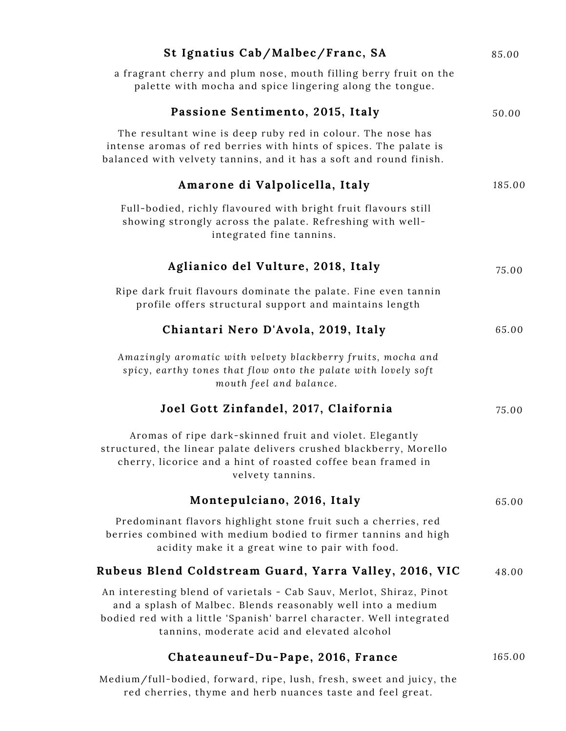**St Ignatius Cab/Malbec/Franc, SA** 85.00

a fragrant cherry and plum nose, mouth filling berry fruit on the palette with mocha and spice lingering along the tongue.

**Passione Sentimento, 2015, Italy** 50.00

The resultant wine is deep ruby red in colour. The nose has intense aromas of red berries with hints of spices. The palate is balanced with velvety tannins, and it has a soft and round finish.

**Amarone di Valpolicella, Italy** 185.00

Full-bodied, richly flavoured with bright fruit flavours still showing strongly across the palate. Refreshing with well-integrated fine tannins.

**Aglianico del Vulture, 2018, Italy** 75.00

Ripe dark fruit flavours dominate the palate. Fine even tannin profile offers structural support and maintains length

**Chiantari Nero D'Avola, 2019, Italy** 65.00

*Amazingly aromatic with velvety blackberry fruits, mocha and spicy, earthy tones that flow onto the palate with lovely soft mouth feel and balance.*

**Joel Gott Zinfandel, 2017, California** 75.00

Aromas of ripe dark-skinned fruit and violet. Elegantly structured, the linear palate delivers crushed blackberry, Morello cherry, licorice and a hint of roasted coffee bean framed in velvety tannins.

**Montepulciano, 2016, Italy** 65.00

Predominant flavors highlight stone fruit such a cherries, red berries combined with medium bodied to firmer tannins and high acidity make it a great wine to pair with food.

**Rubeus Blend Coldstream Guard, Yarra Valley, 2016, VIC** 48.00

An interesting blend of varietals - Cab Sauv, Merlot, Shiraz, Pinot and a splash of Malbec. Blends reasonably well into a medium bodied red with a little 'Spanish' barrel character. Well integrated tannins, moderate acid and elevated alcohol

**Chateauneuf-Du-Pape, 2016, France** 165.00

Medium/full-bodied, forward, ripe, lush, fresh, sweet and juicy, the red cherries, thyme and herb nuances taste and feel great.